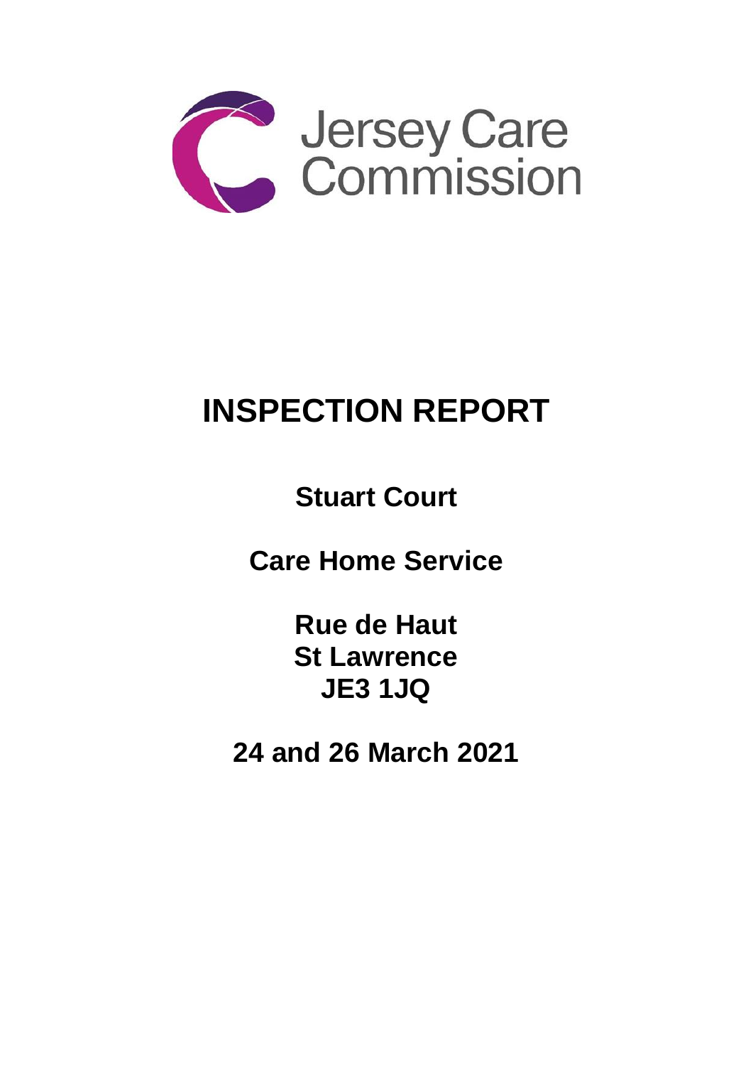Jersey Care Commission

# INSPECTION REPORT

**Stuart Court**

**Care Home Service**

**Rue de Haut**
**St Lawrence**
**JE3 1JQ**

**24 and 26 March 2021**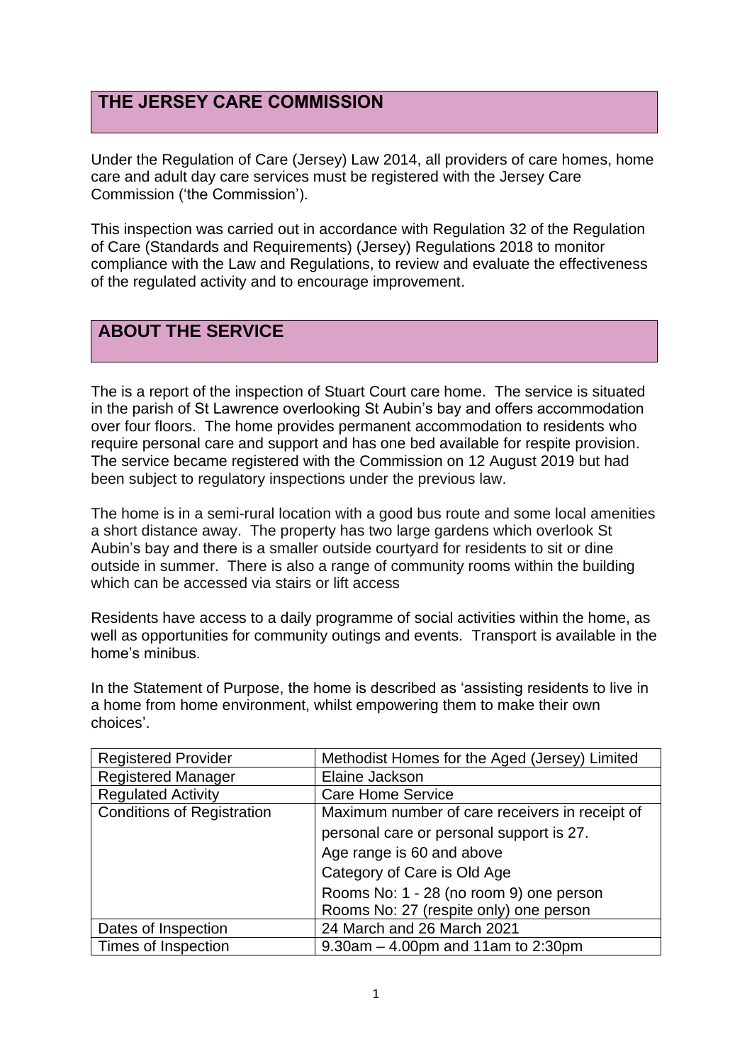## THE JERSEY CARE COMMISSION

Under the Regulation of Care (Jersey) Law 2014, all providers of care homes, home care and adult day care services must be registered with the Jersey Care Commission ('the Commission').

This inspection was carried out in accordance with Regulation 32 of the Regulation of Care (Standards and Requirements) (Jersey) Regulations 2018 to monitor compliance with the Law and Regulations, to review and evaluate the effectiveness of the regulated activity and to encourage improvement.

## ABOUT THE SERVICE

The is a report of the inspection of Stuart Court care home. The service is situated in the parish of St Lawrence overlooking St Aubin's bay and offers accommodation over four floors. The home provides permanent accommodation to residents who require personal care and support and has one bed available for respite provision. The service became registered with the Commission on 12 August 2019 but had been subject to regulatory inspections under the previous law.

The home is in a semi-rural location with a good bus route and some local amenities a short distance away. The property has two large gardens which overlook St Aubin's bay and there is a smaller outside courtyard for residents to sit or dine outside in summer. There is also a range of community rooms within the building which can be accessed via stairs or lift access

Residents have access to a daily programme of social activities within the home, as well as opportunities for community outings and events. Transport is available in the home's minibus.

In the Statement of Purpose, the home is described as 'assisting residents to live in a home from home environment, whilst empowering them to make their own choices'.

| | |
|---|---|
| Registered Provider | Methodist Homes for the Aged (Jersey) Limited |
| Registered Manager | Elaine Jackson |
| Regulated Activity | Care Home Service |
| Conditions of Registration | Maximum number of care receivers in receipt of personal care or personal support is 27.<br>Age range is 60 and above<br>Category of Care is Old Age<br>Rooms No: 1 - 28 (no room 9) one person<br>Rooms No: 27 (respite only) one person |
| Dates of Inspection | 24 March and 26 March 2021 |
| Times of Inspection | 9.30am – 4.00pm and 11am to 2:30pm |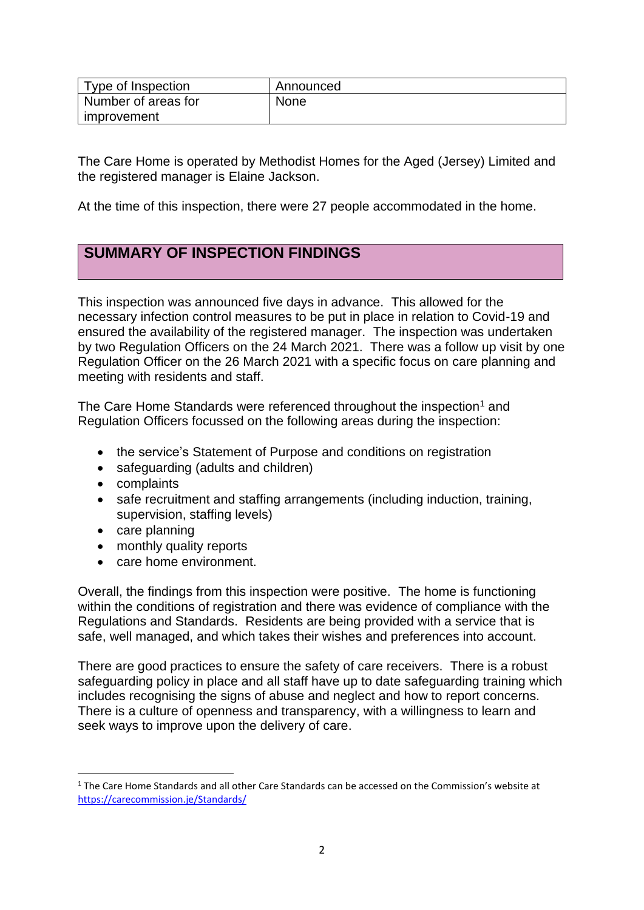| Type of Inspection | Announced |
|---|---|
| Number of areas for improvement | None |

The Care Home is operated by Methodist Homes for the Aged (Jersey) Limited and the registered manager is Elaine Jackson.

At the time of this inspection, there were 27 people accommodated in the home.

## SUMMARY OF INSPECTION FINDINGS

This inspection was announced five days in advance. This allowed for the necessary infection control measures to be put in place in relation to Covid-19 and ensured the availability of the registered manager. The inspection was undertaken by two Regulation Officers on the 24 March 2021. There was a follow up visit by one Regulation Officer on the 26 March 2021 with a specific focus on care planning and meeting with residents and staff.

The Care Home Standards were referenced throughout the inspection[1] and Regulation Officers focussed on the following areas during the inspection:

- the service's Statement of Purpose and conditions on registration
- safeguarding (adults and children)
- complaints
- safe recruitment and staffing arrangements (including induction, training, supervision, staffing levels)
- care planning
- monthly quality reports
- care home environment.

Overall, the findings from this inspection were positive. The home is functioning within the conditions of registration and there was evidence of compliance with the Regulations and Standards. Residents are being provided with a service that is safe, well managed, and which takes their wishes and preferences into account.

There are good practices to ensure the safety of care receivers. There is a robust safeguarding policy in place and all staff have up to date safeguarding training which includes recognising the signs of abuse and neglect and how to report concerns. There is a culture of openness and transparency, with a willingness to learn and seek ways to improve upon the delivery of care.

[1] The Care Home Standards and all other Care Standards can be accessed on the Commission's website at https://carecommission.je/Standards/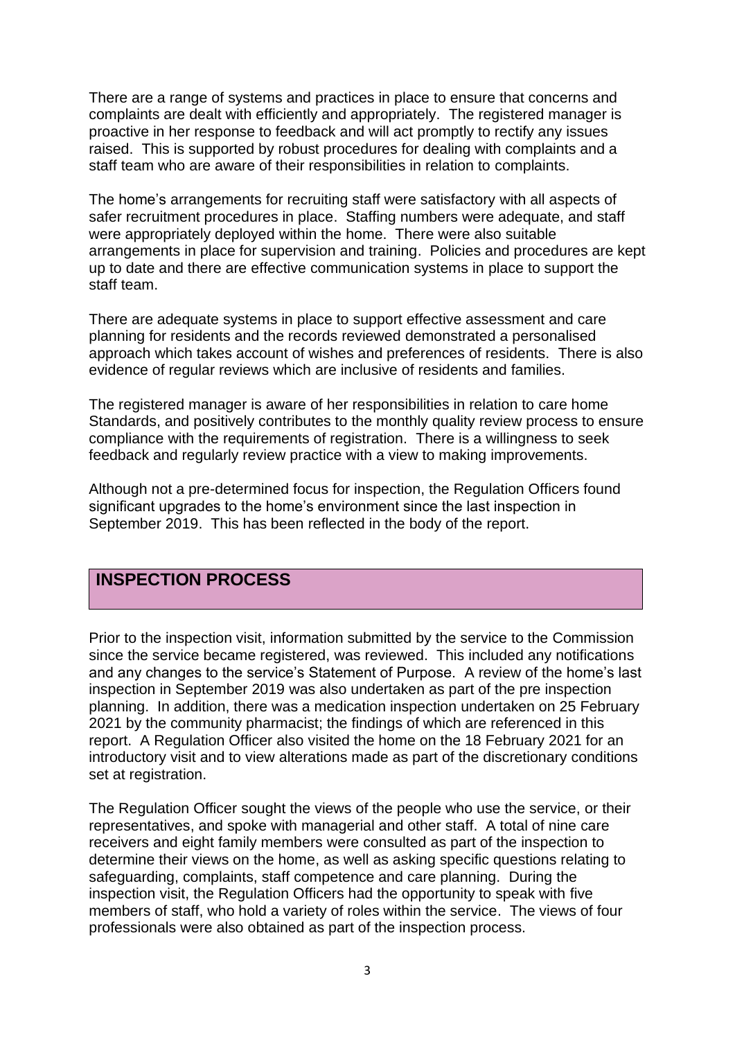There are a range of systems and practices in place to ensure that concerns and complaints are dealt with efficiently and appropriately. The registered manager is proactive in her response to feedback and will act promptly to rectify any issues raised. This is supported by robust procedures for dealing with complaints and a staff team who are aware of their responsibilities in relation to complaints.

The home's arrangements for recruiting staff were satisfactory with all aspects of safer recruitment procedures in place. Staffing numbers were adequate, and staff were appropriately deployed within the home. There were also suitable arrangements in place for supervision and training. Policies and procedures are kept up to date and there are effective communication systems in place to support the staff team.

There are adequate systems in place to support effective assessment and care planning for residents and the records reviewed demonstrated a personalised approach which takes account of wishes and preferences of residents. There is also evidence of regular reviews which are inclusive of residents and families.

The registered manager is aware of her responsibilities in relation to care home Standards, and positively contributes to the monthly quality review process to ensure compliance with the requirements of registration. There is a willingness to seek feedback and regularly review practice with a view to making improvements.

Although not a pre-determined focus for inspection, the Regulation Officers found significant upgrades to the home's environment since the last inspection in September 2019. This has been reflected in the body of the report.

## INSPECTION PROCESS

Prior to the inspection visit, information submitted by the service to the Commission since the service became registered, was reviewed. This included any notifications and any changes to the service's Statement of Purpose. A review of the home's last inspection in September 2019 was also undertaken as part of the pre inspection planning. In addition, there was a medication inspection undertaken on 25 February 2021 by the community pharmacist; the findings of which are referenced in this report. A Regulation Officer also visited the home on the 18 February 2021 for an introductory visit and to view alterations made as part of the discretionary conditions set at registration.

The Regulation Officer sought the views of the people who use the service, or their representatives, and spoke with managerial and other staff. A total of nine care receivers and eight family members were consulted as part of the inspection to determine their views on the home, as well as asking specific questions relating to safeguarding, complaints, staff competence and care planning. During the inspection visit, the Regulation Officers had the opportunity to speak with five members of staff, who hold a variety of roles within the service. The views of four professionals were also obtained as part of the inspection process.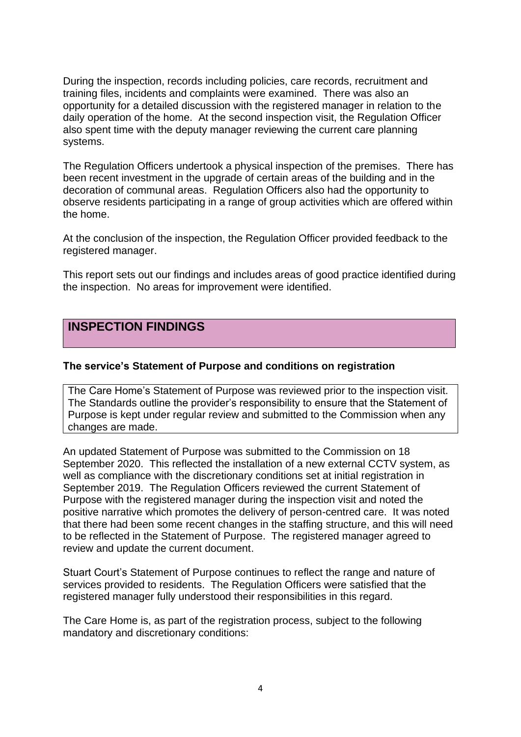During the inspection, records including policies, care records, recruitment and training files, incidents and complaints were examined. There was also an opportunity for a detailed discussion with the registered manager in relation to the daily operation of the home. At the second inspection visit, the Regulation Officer also spent time with the deputy manager reviewing the current care planning systems.

The Regulation Officers undertook a physical inspection of the premises. There has been recent investment in the upgrade of certain areas of the building and in the decoration of communal areas. Regulation Officers also had the opportunity to observe residents participating in a range of group activities which are offered within the home.

At the conclusion of the inspection, the Regulation Officer provided feedback to the registered manager.

This report sets out our findings and includes areas of good practice identified during the inspection. No areas for improvement were identified.

## INSPECTION FINDINGS

### The service's Statement of Purpose and conditions on registration

The Care Home's Statement of Purpose was reviewed prior to the inspection visit. The Standards outline the provider's responsibility to ensure that the Statement of Purpose is kept under regular review and submitted to the Commission when any changes are made.

An updated Statement of Purpose was submitted to the Commission on 18 September 2020. This reflected the installation of a new external CCTV system, as well as compliance with the discretionary conditions set at initial registration in September 2019. The Regulation Officers reviewed the current Statement of Purpose with the registered manager during the inspection visit and noted the positive narrative which promotes the delivery of person-centred care. It was noted that there had been some recent changes in the staffing structure, and this will need to be reflected in the Statement of Purpose. The registered manager agreed to review and update the current document.

Stuart Court's Statement of Purpose continues to reflect the range and nature of services provided to residents. The Regulation Officers were satisfied that the registered manager fully understood their responsibilities in this regard.

The Care Home is, as part of the registration process, subject to the following mandatory and discretionary conditions: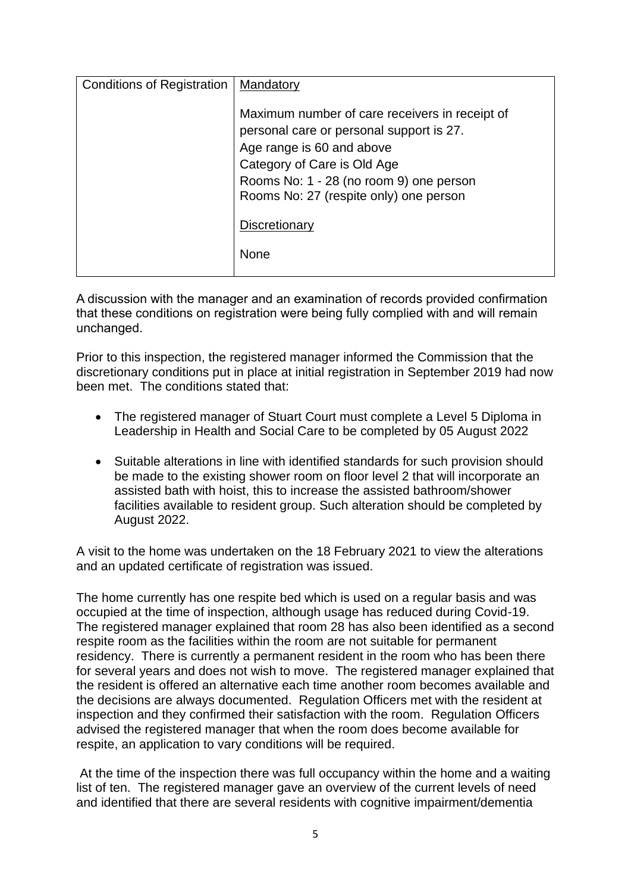| Conditions of Registration | Mandatory<br><br>Maximum number of care receivers in receipt of personal care or personal support is 27.<br>Age range is 60 and above<br>Category of Care is Old Age<br>Rooms No: 1 - 28 (no room 9) one person<br>Rooms No: 27 (respite only) one person<br><br>Discretionary<br><br>None |
|---|---|

A discussion with the manager and an examination of records provided confirmation that these conditions on registration were being fully complied with and will remain unchanged.

Prior to this inspection, the registered manager informed the Commission that the discretionary conditions put in place at initial registration in September 2019 had now been met. The conditions stated that:

- The registered manager of Stuart Court must complete a Level 5 Diploma in Leadership in Health and Social Care to be completed by 05 August 2022
- Suitable alterations in line with identified standards for such provision should be made to the existing shower room on floor level 2 that will incorporate an assisted bath with hoist, this to increase the assisted bathroom/shower facilities available to resident group. Such alteration should be completed by August 2022.

A visit to the home was undertaken on the 18 February 2021 to view the alterations and an updated certificate of registration was issued.

The home currently has one respite bed which is used on a regular basis and was occupied at the time of inspection, although usage has reduced during Covid-19. The registered manager explained that room 28 has also been identified as a second respite room as the facilities within the room are not suitable for permanent residency. There is currently a permanent resident in the room who has been there for several years and does not wish to move. The registered manager explained that the resident is offered an alternative each time another room becomes available and the decisions are always documented. Regulation Officers met with the resident at inspection and they confirmed their satisfaction with the room. Regulation Officers advised the registered manager that when the room does become available for respite, an application to vary conditions will be required.

At the time of the inspection there was full occupancy within the home and a waiting list of ten. The registered manager gave an overview of the current levels of need and identified that there are several residents with cognitive impairment/dementia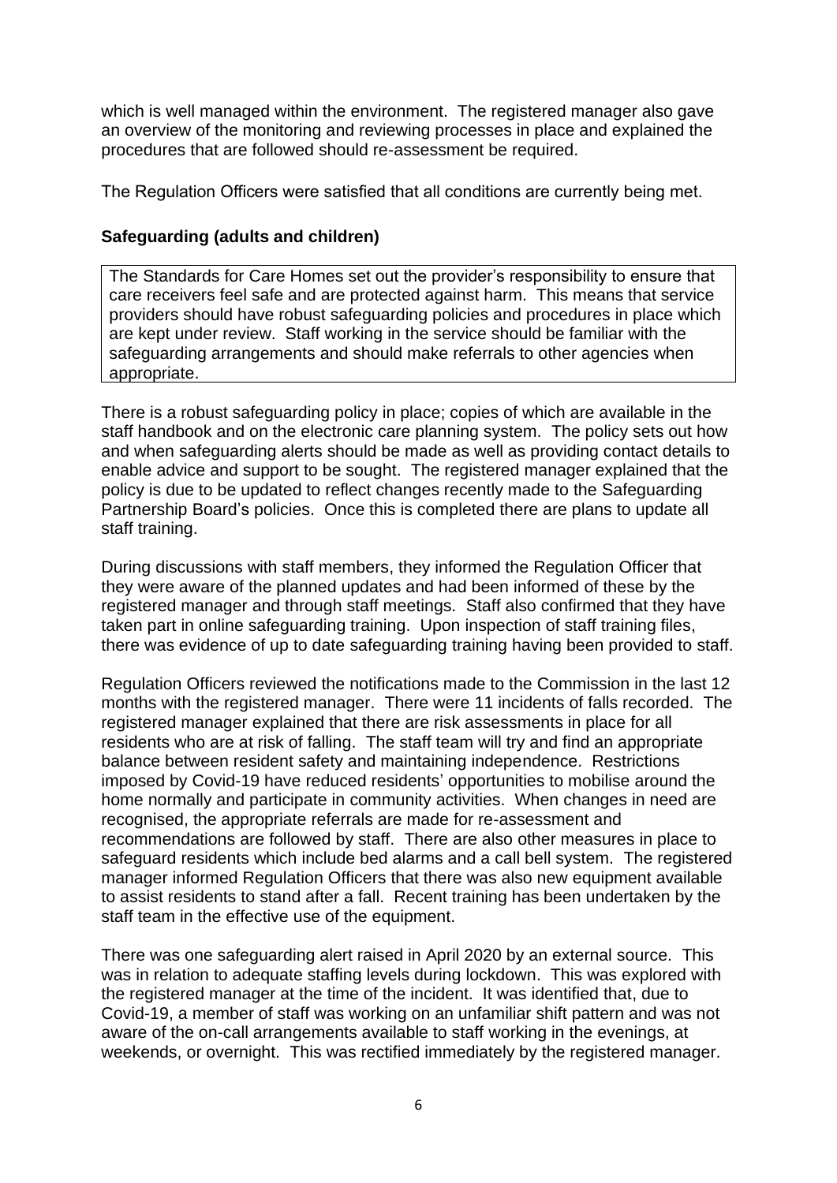which is well managed within the environment. The registered manager also gave an overview of the monitoring and reviewing processes in place and explained the procedures that are followed should re-assessment be required.

The Regulation Officers were satisfied that all conditions are currently being met.

**Safeguarding (adults and children)**

> The Standards for Care Homes set out the provider's responsibility to ensure that care receivers feel safe and are protected against harm. This means that service providers should have robust safeguarding policies and procedures in place which are kept under review. Staff working in the service should be familiar with the safeguarding arrangements and should make referrals to other agencies when appropriate.

There is a robust safeguarding policy in place; copies of which are available in the staff handbook and on the electronic care planning system. The policy sets out how and when safeguarding alerts should be made as well as providing contact details to enable advice and support to be sought. The registered manager explained that the policy is due to be updated to reflect changes recently made to the Safeguarding Partnership Board's policies. Once this is completed there are plans to update all staff training.

During discussions with staff members, they informed the Regulation Officer that they were aware of the planned updates and had been informed of these by the registered manager and through staff meetings. Staff also confirmed that they have taken part in online safeguarding training. Upon inspection of staff training files, there was evidence of up to date safeguarding training having been provided to staff.

Regulation Officers reviewed the notifications made to the Commission in the last 12 months with the registered manager. There were 11 incidents of falls recorded. The registered manager explained that there are risk assessments in place for all residents who are at risk of falling. The staff team will try and find an appropriate balance between resident safety and maintaining independence. Restrictions imposed by Covid-19 have reduced residents' opportunities to mobilise around the home normally and participate in community activities. When changes in need are recognised, the appropriate referrals are made for re-assessment and recommendations are followed by staff. There are also other measures in place to safeguard residents which include bed alarms and a call bell system. The registered manager informed Regulation Officers that there was also new equipment available to assist residents to stand after a fall. Recent training has been undertaken by the staff team in the effective use of the equipment.

There was one safeguarding alert raised in April 2020 by an external source. This was in relation to adequate staffing levels during lockdown. This was explored with the registered manager at the time of the incident. It was identified that, due to Covid-19, a member of staff was working on an unfamiliar shift pattern and was not aware of the on-call arrangements available to staff working in the evenings, at weekends, or overnight. This was rectified immediately by the registered manager.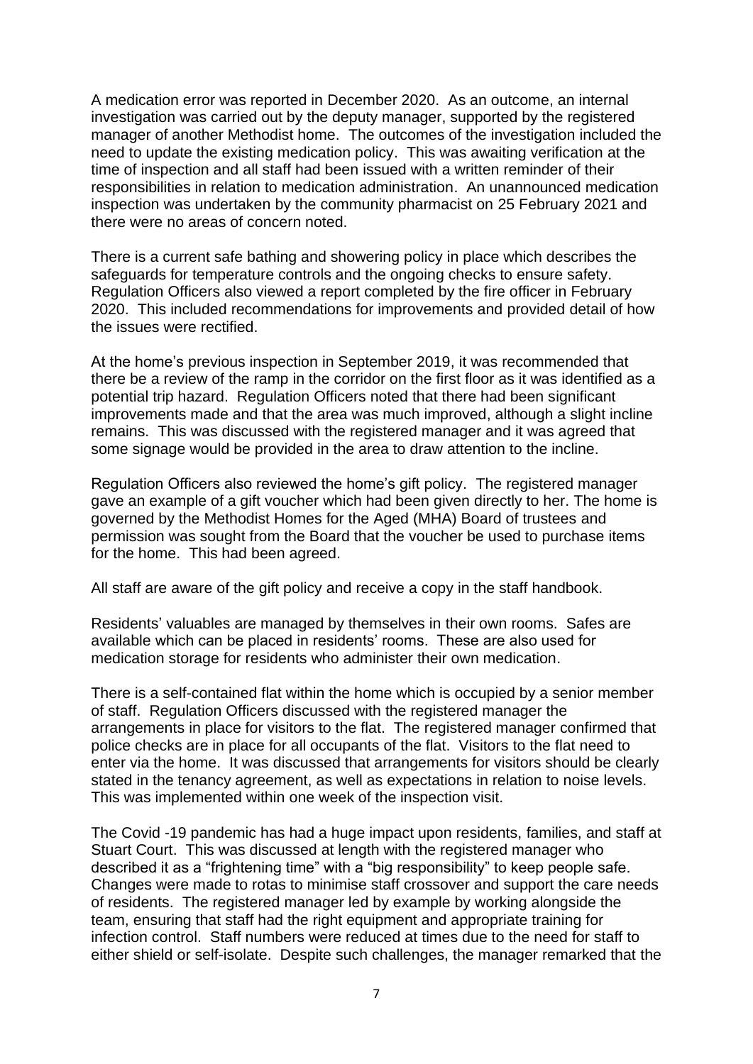A medication error was reported in December 2020. As an outcome, an internal investigation was carried out by the deputy manager, supported by the registered manager of another Methodist home. The outcomes of the investigation included the need to update the existing medication policy. This was awaiting verification at the time of inspection and all staff had been issued with a written reminder of their responsibilities in relation to medication administration. An unannounced medication inspection was undertaken by the community pharmacist on 25 February 2021 and there were no areas of concern noted.

There is a current safe bathing and showering policy in place which describes the safeguards for temperature controls and the ongoing checks to ensure safety. Regulation Officers also viewed a report completed by the fire officer in February 2020. This included recommendations for improvements and provided detail of how the issues were rectified.

At the home's previous inspection in September 2019, it was recommended that there be a review of the ramp in the corridor on the first floor as it was identified as a potential trip hazard. Regulation Officers noted that there had been significant improvements made and that the area was much improved, although a slight incline remains. This was discussed with the registered manager and it was agreed that some signage would be provided in the area to draw attention to the incline.

Regulation Officers also reviewed the home's gift policy. The registered manager gave an example of a gift voucher which had been given directly to her. The home is governed by the Methodist Homes for the Aged (MHA) Board of trustees and permission was sought from the Board that the voucher be used to purchase items for the home. This had been agreed.

All staff are aware of the gift policy and receive a copy in the staff handbook.

Residents' valuables are managed by themselves in their own rooms. Safes are available which can be placed in residents' rooms. These are also used for medication storage for residents who administer their own medication.

There is a self-contained flat within the home which is occupied by a senior member of staff. Regulation Officers discussed with the registered manager the arrangements in place for visitors to the flat. The registered manager confirmed that police checks are in place for all occupants of the flat. Visitors to the flat need to enter via the home. It was discussed that arrangements for visitors should be clearly stated in the tenancy agreement, as well as expectations in relation to noise levels. This was implemented within one week of the inspection visit.

The Covid -19 pandemic has had a huge impact upon residents, families, and staff at Stuart Court. This was discussed at length with the registered manager who described it as a "frightening time" with a "big responsibility" to keep people safe. Changes were made to rotas to minimise staff crossover and support the care needs of residents. The registered manager led by example by working alongside the team, ensuring that staff had the right equipment and appropriate training for infection control. Staff numbers were reduced at times due to the need for staff to either shield or self-isolate. Despite such challenges, the manager remarked that the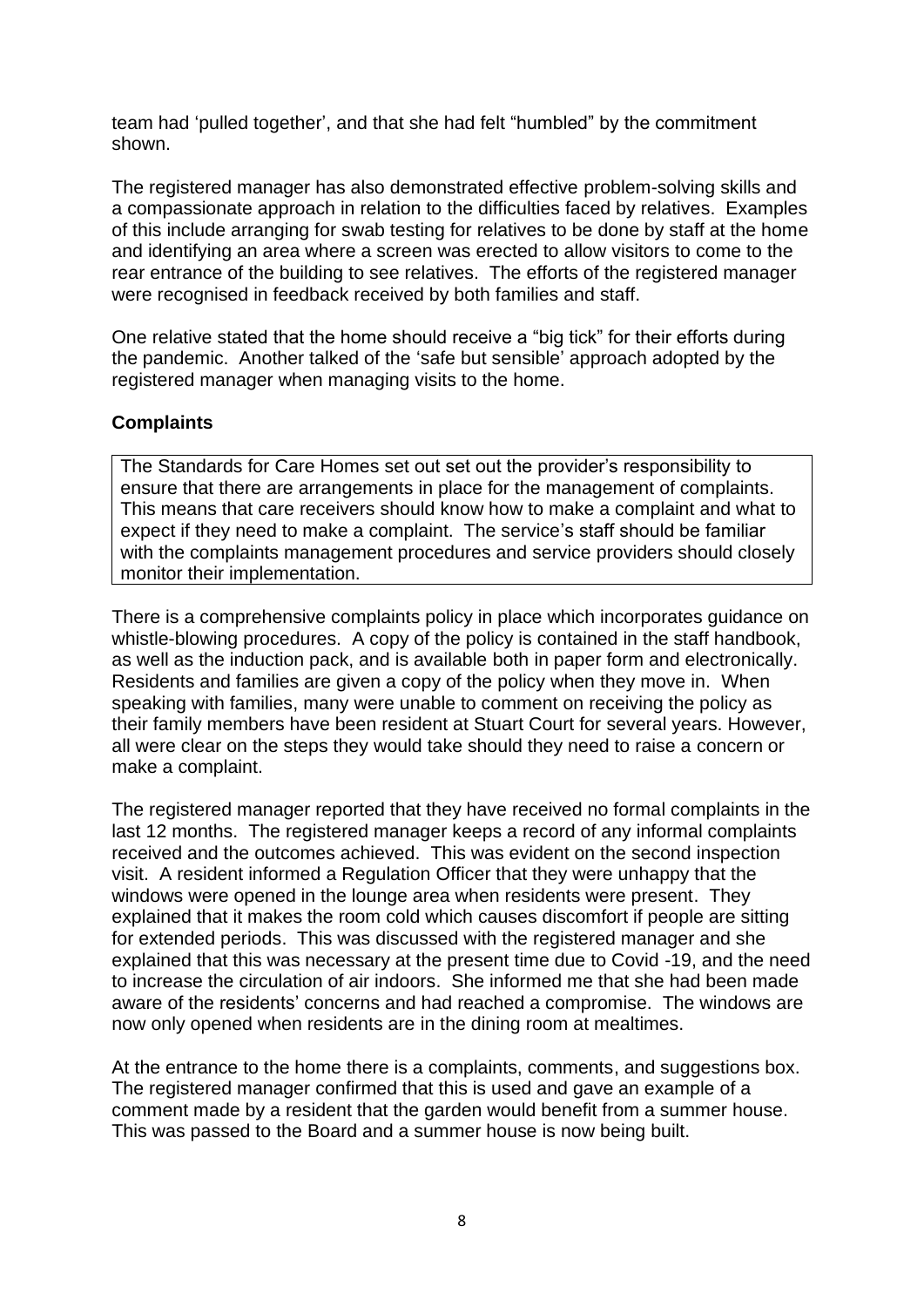team had 'pulled together', and that she had felt "humbled" by the commitment shown.

The registered manager has also demonstrated effective problem-solving skills and a compassionate approach in relation to the difficulties faced by relatives. Examples of this include arranging for swab testing for relatives to be done by staff at the home and identifying an area where a screen was erected to allow visitors to come to the rear entrance of the building to see relatives. The efforts of the registered manager were recognised in feedback received by both families and staff.

One relative stated that the home should receive a "big tick" for their efforts during the pandemic. Another talked of the 'safe but sensible' approach adopted by the registered manager when managing visits to the home.

### Complaints

> The Standards for Care Homes set out set out the provider's responsibility to ensure that there are arrangements in place for the management of complaints. This means that care receivers should know how to make a complaint and what to expect if they need to make a complaint. The service's staff should be familiar with the complaints management procedures and service providers should closely monitor their implementation.

There is a comprehensive complaints policy in place which incorporates guidance on whistle-blowing procedures. A copy of the policy is contained in the staff handbook, as well as the induction pack, and is available both in paper form and electronically. Residents and families are given a copy of the policy when they move in. When speaking with families, many were unable to comment on receiving the policy as their family members have been resident at Stuart Court for several years. However, all were clear on the steps they would take should they need to raise a concern or make a complaint.

The registered manager reported that they have received no formal complaints in the last 12 months. The registered manager keeps a record of any informal complaints received and the outcomes achieved. This was evident on the second inspection visit. A resident informed a Regulation Officer that they were unhappy that the windows were opened in the lounge area when residents were present. They explained that it makes the room cold which causes discomfort if people are sitting for extended periods. This was discussed with the registered manager and she explained that this was necessary at the present time due to Covid -19, and the need to increase the circulation of air indoors. She informed me that she had been made aware of the residents' concerns and had reached a compromise. The windows are now only opened when residents are in the dining room at mealtimes.

At the entrance to the home there is a complaints, comments, and suggestions box. The registered manager confirmed that this is used and gave an example of a comment made by a resident that the garden would benefit from a summer house. This was passed to the Board and a summer house is now being built.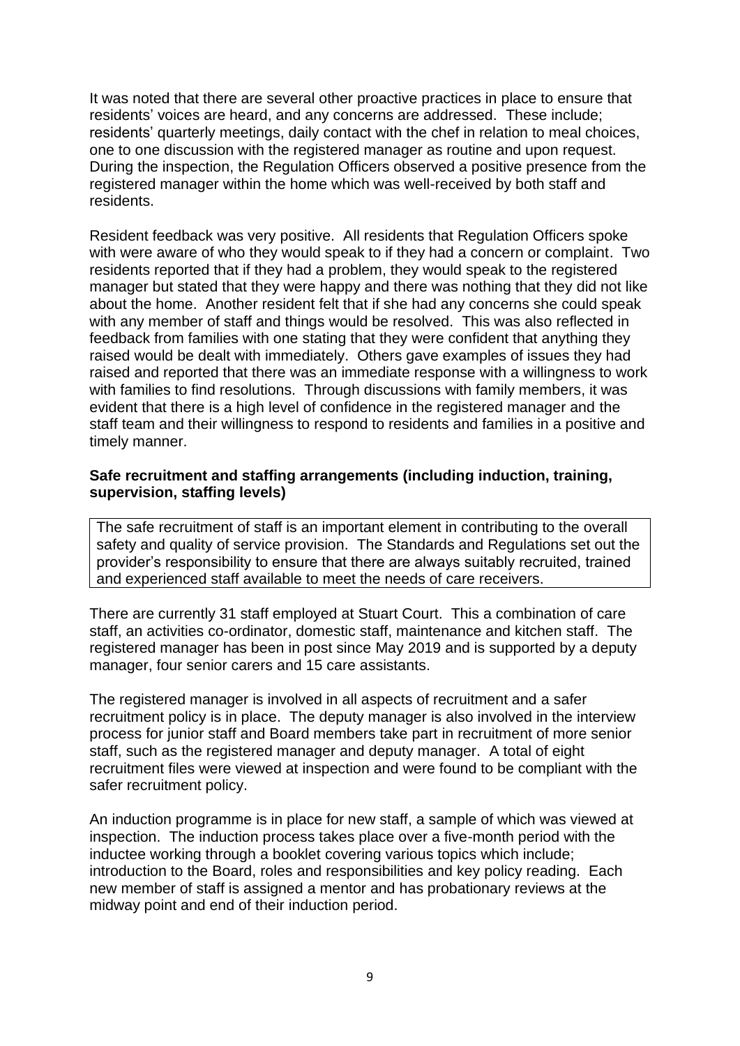It was noted that there are several other proactive practices in place to ensure that residents' voices are heard, and any concerns are addressed. These include; residents' quarterly meetings, daily contact with the chef in relation to meal choices, one to one discussion with the registered manager as routine and upon request. During the inspection, the Regulation Officers observed a positive presence from the registered manager within the home which was well-received by both staff and residents.

Resident feedback was very positive. All residents that Regulation Officers spoke with were aware of who they would speak to if they had a concern or complaint. Two residents reported that if they had a problem, they would speak to the registered manager but stated that they were happy and there was nothing that they did not like about the home. Another resident felt that if she had any concerns she could speak with any member of staff and things would be resolved. This was also reflected in feedback from families with one stating that they were confident that anything they raised would be dealt with immediately. Others gave examples of issues they had raised and reported that there was an immediate response with a willingness to work with families to find resolutions. Through discussions with family members, it was evident that there is a high level of confidence in the registered manager and the staff team and their willingness to respond to residents and families in a positive and timely manner.

**Safe recruitment and staffing arrangements (including induction, training, supervision, staffing levels)**

The safe recruitment of staff is an important element in contributing to the overall safety and quality of service provision. The Standards and Regulations set out the provider's responsibility to ensure that there are always suitably recruited, trained and experienced staff available to meet the needs of care receivers.

There are currently 31 staff employed at Stuart Court. This a combination of care staff, an activities co-ordinator, domestic staff, maintenance and kitchen staff. The registered manager has been in post since May 2019 and is supported by a deputy manager, four senior carers and 15 care assistants.

The registered manager is involved in all aspects of recruitment and a safer recruitment policy is in place. The deputy manager is also involved in the interview process for junior staff and Board members take part in recruitment of more senior staff, such as the registered manager and deputy manager. A total of eight recruitment files were viewed at inspection and were found to be compliant with the safer recruitment policy.

An induction programme is in place for new staff, a sample of which was viewed at inspection. The induction process takes place over a five-month period with the inductee working through a booklet covering various topics which include; introduction to the Board, roles and responsibilities and key policy reading. Each new member of staff is assigned a mentor and has probationary reviews at the midway point and end of their induction period.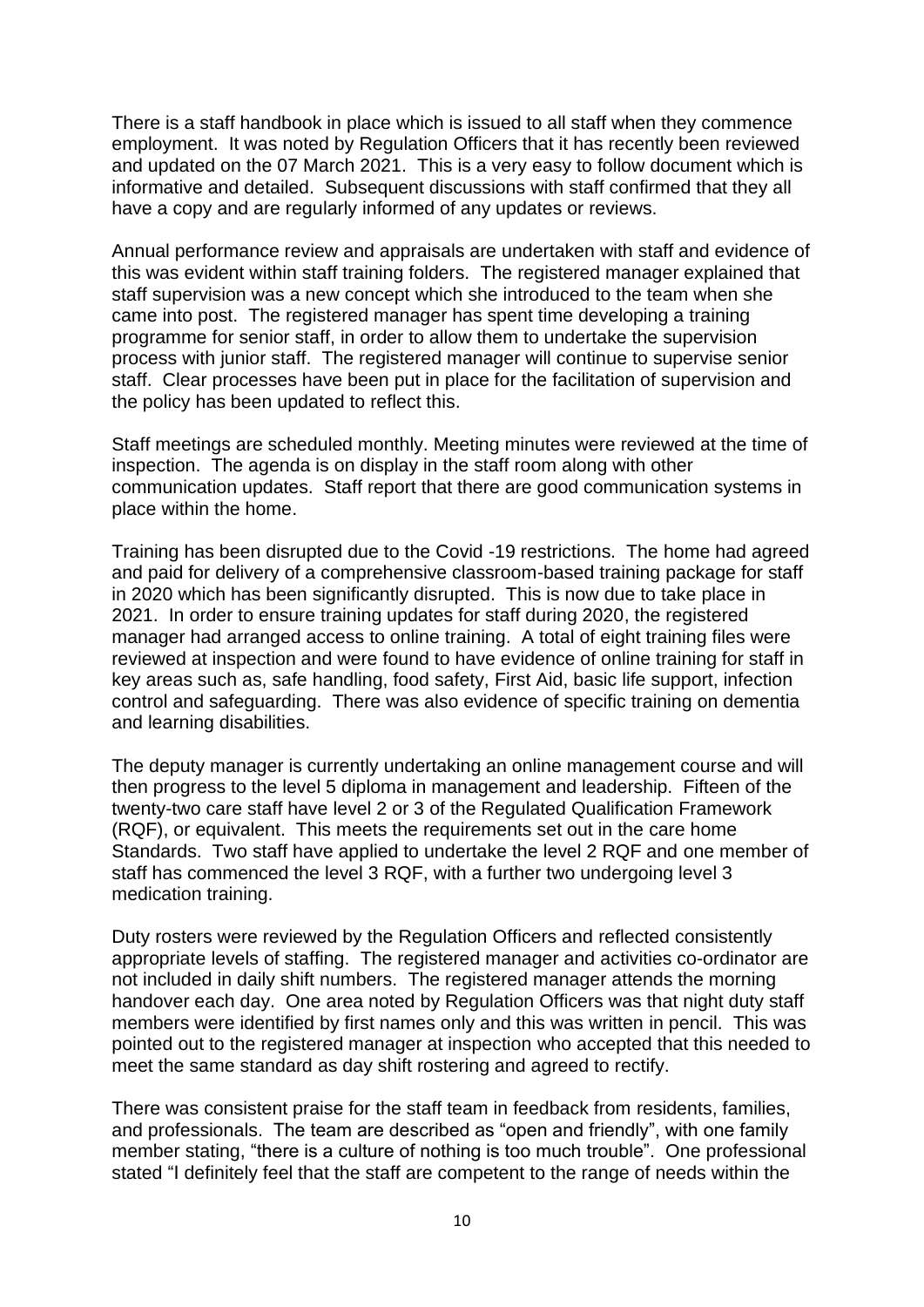There is a staff handbook in place which is issued to all staff when they commence employment. It was noted by Regulation Officers that it has recently been reviewed and updated on the 07 March 2021. This is a very easy to follow document which is informative and detailed. Subsequent discussions with staff confirmed that they all have a copy and are regularly informed of any updates or reviews.

Annual performance review and appraisals are undertaken with staff and evidence of this was evident within staff training folders. The registered manager explained that staff supervision was a new concept which she introduced to the team when she came into post. The registered manager has spent time developing a training programme for senior staff, in order to allow them to undertake the supervision process with junior staff. The registered manager will continue to supervise senior staff. Clear processes have been put in place for the facilitation of supervision and the policy has been updated to reflect this.

Staff meetings are scheduled monthly. Meeting minutes were reviewed at the time of inspection. The agenda is on display in the staff room along with other communication updates. Staff report that there are good communication systems in place within the home.

Training has been disrupted due to the Covid -19 restrictions. The home had agreed and paid for delivery of a comprehensive classroom-based training package for staff in 2020 which has been significantly disrupted. This is now due to take place in 2021. In order to ensure training updates for staff during 2020, the registered manager had arranged access to online training. A total of eight training files were reviewed at inspection and were found to have evidence of online training for staff in key areas such as, safe handling, food safety, First Aid, basic life support, infection control and safeguarding. There was also evidence of specific training on dementia and learning disabilities.

The deputy manager is currently undertaking an online management course and will then progress to the level 5 diploma in management and leadership. Fifteen of the twenty-two care staff have level 2 or 3 of the Regulated Qualification Framework (RQF), or equivalent. This meets the requirements set out in the care home Standards. Two staff have applied to undertake the level 2 RQF and one member of staff has commenced the level 3 RQF, with a further two undergoing level 3 medication training.

Duty rosters were reviewed by the Regulation Officers and reflected consistently appropriate levels of staffing. The registered manager and activities co-ordinator are not included in daily shift numbers. The registered manager attends the morning handover each day. One area noted by Regulation Officers was that night duty staff members were identified by first names only and this was written in pencil. This was pointed out to the registered manager at inspection who accepted that this needed to meet the same standard as day shift rostering and agreed to rectify.

There was consistent praise for the staff team in feedback from residents, families, and professionals. The team are described as "open and friendly", with one family member stating, "there is a culture of nothing is too much trouble". One professional stated "I definitely feel that the staff are competent to the range of needs within the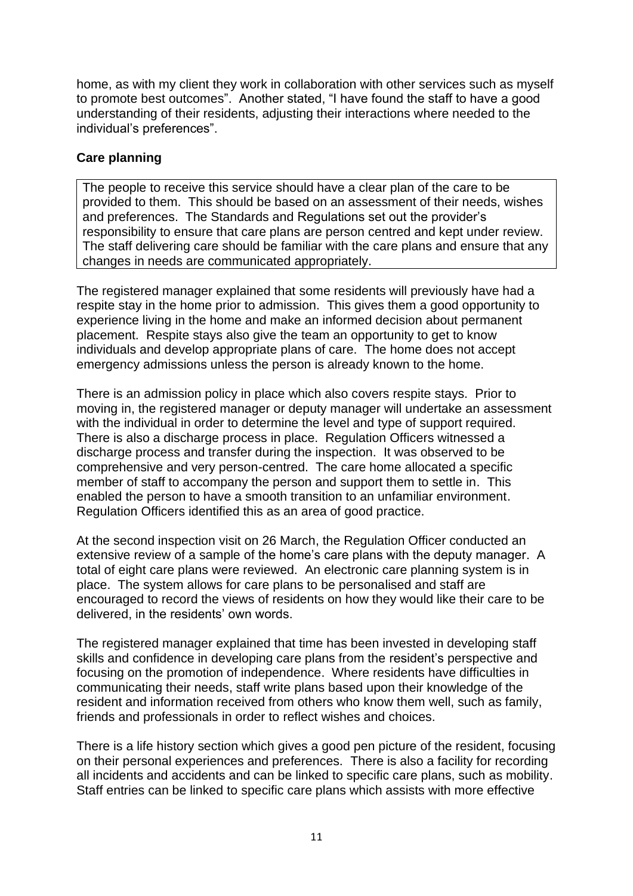home, as with my client they work in collaboration with other services such as myself to promote best outcomes". Another stated, "I have found the staff to have a good understanding of their residents, adjusting their interactions where needed to the individual's preferences".

**Care planning**

> The people to receive this service should have a clear plan of the care to be provided to them. This should be based on an assessment of their needs, wishes and preferences. The Standards and Regulations set out the provider's responsibility to ensure that care plans are person centred and kept under review. The staff delivering care should be familiar with the care plans and ensure that any changes in needs are communicated appropriately.

The registered manager explained that some residents will previously have had a respite stay in the home prior to admission. This gives them a good opportunity to experience living in the home and make an informed decision about permanent placement. Respite stays also give the team an opportunity to get to know individuals and develop appropriate plans of care. The home does not accept emergency admissions unless the person is already known to the home.

There is an admission policy in place which also covers respite stays. Prior to moving in, the registered manager or deputy manager will undertake an assessment with the individual in order to determine the level and type of support required. There is also a discharge process in place. Regulation Officers witnessed a discharge process and transfer during the inspection. It was observed to be comprehensive and very person-centred. The care home allocated a specific member of staff to accompany the person and support them to settle in. This enabled the person to have a smooth transition to an unfamiliar environment. Regulation Officers identified this as an area of good practice.

At the second inspection visit on 26 March, the Regulation Officer conducted an extensive review of a sample of the home's care plans with the deputy manager. A total of eight care plans were reviewed. An electronic care planning system is in place. The system allows for care plans to be personalised and staff are encouraged to record the views of residents on how they would like their care to be delivered, in the residents' own words.

The registered manager explained that time has been invested in developing staff skills and confidence in developing care plans from the resident's perspective and focusing on the promotion of independence. Where residents have difficulties in communicating their needs, staff write plans based upon their knowledge of the resident and information received from others who know them well, such as family, friends and professionals in order to reflect wishes and choices.

There is a life history section which gives a good pen picture of the resident, focusing on their personal experiences and preferences. There is also a facility for recording all incidents and accidents and can be linked to specific care plans, such as mobility. Staff entries can be linked to specific care plans which assists with more effective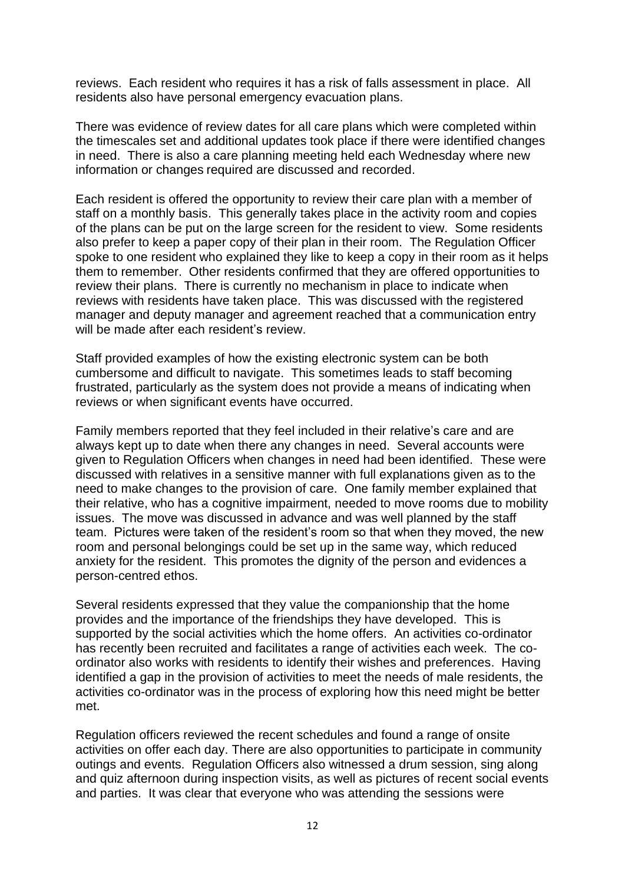reviews. Each resident who requires it has a risk of falls assessment in place. All residents also have personal emergency evacuation plans.

There was evidence of review dates for all care plans which were completed within the timescales set and additional updates took place if there were identified changes in need. There is also a care planning meeting held each Wednesday where new information or changes required are discussed and recorded.

Each resident is offered the opportunity to review their care plan with a member of staff on a monthly basis. This generally takes place in the activity room and copies of the plans can be put on the large screen for the resident to view. Some residents also prefer to keep a paper copy of their plan in their room. The Regulation Officer spoke to one resident who explained they like to keep a copy in their room as it helps them to remember. Other residents confirmed that they are offered opportunities to review their plans. There is currently no mechanism in place to indicate when reviews with residents have taken place. This was discussed with the registered manager and deputy manager and agreement reached that a communication entry will be made after each resident's review.

Staff provided examples of how the existing electronic system can be both cumbersome and difficult to navigate. This sometimes leads to staff becoming frustrated, particularly as the system does not provide a means of indicating when reviews or when significant events have occurred.

Family members reported that they feel included in their relative's care and are always kept up to date when there any changes in need. Several accounts were given to Regulation Officers when changes in need had been identified. These were discussed with relatives in a sensitive manner with full explanations given as to the need to make changes to the provision of care. One family member explained that their relative, who has a cognitive impairment, needed to move rooms due to mobility issues. The move was discussed in advance and was well planned by the staff team. Pictures were taken of the resident's room so that when they moved, the new room and personal belongings could be set up in the same way, which reduced anxiety for the resident. This promotes the dignity of the person and evidences a person-centred ethos.

Several residents expressed that they value the companionship that the home provides and the importance of the friendships they have developed. This is supported by the social activities which the home offers. An activities co-ordinator has recently been recruited and facilitates a range of activities each week. The co-ordinator also works with residents to identify their wishes and preferences. Having identified a gap in the provision of activities to meet the needs of male residents, the activities co-ordinator was in the process of exploring how this need might be better met.

Regulation officers reviewed the recent schedules and found a range of onsite activities on offer each day. There are also opportunities to participate in community outings and events. Regulation Officers also witnessed a drum session, sing along and quiz afternoon during inspection visits, as well as pictures of recent social events and parties. It was clear that everyone who was attending the sessions were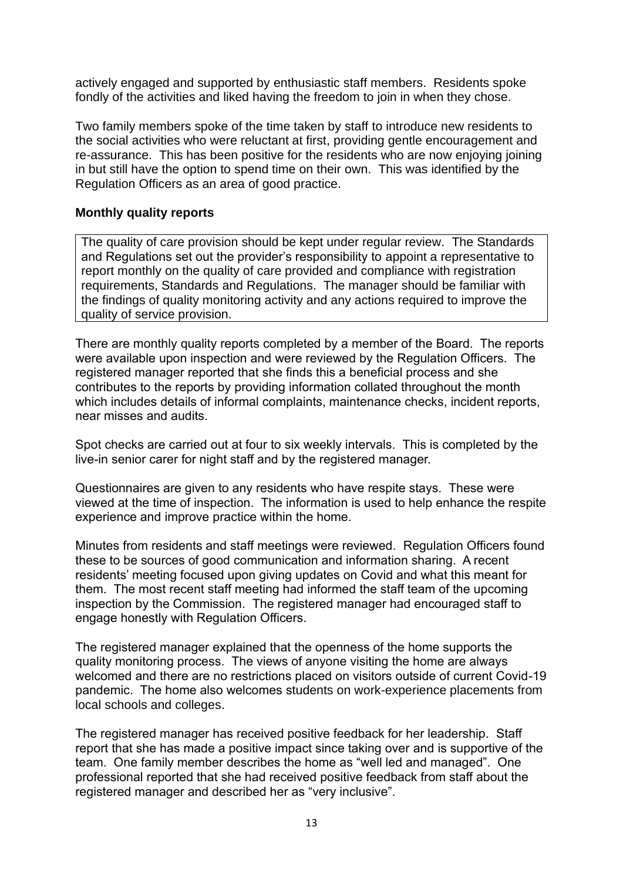actively engaged and supported by enthusiastic staff members. Residents spoke fondly of the activities and liked having the freedom to join in when they chose.

Two family members spoke of the time taken by staff to introduce new residents to the social activities who were reluctant at first, providing gentle encouragement and re-assurance. This has been positive for the residents who are now enjoying joining in but still have the option to spend time on their own. This was identified by the Regulation Officers as an area of good practice.

**Monthly quality reports**

| The quality of care provision should be kept under regular review. The Standards and Regulations set out the provider's responsibility to appoint a representative to report monthly on the quality of care provided and compliance with registration requirements, Standards and Regulations. The manager should be familiar with the findings of quality monitoring activity and any actions required to improve the quality of service provision. |
|---|

There are monthly quality reports completed by a member of the Board. The reports were available upon inspection and were reviewed by the Regulation Officers. The registered manager reported that she finds this a beneficial process and she contributes to the reports by providing information collated throughout the month which includes details of informal complaints, maintenance checks, incident reports, near misses and audits.

Spot checks are carried out at four to six weekly intervals. This is completed by the live-in senior carer for night staff and by the registered manager.

Questionnaires are given to any residents who have respite stays. These were viewed at the time of inspection. The information is used to help enhance the respite experience and improve practice within the home.

Minutes from residents and staff meetings were reviewed. Regulation Officers found these to be sources of good communication and information sharing. A recent residents' meeting focused upon giving updates on Covid and what this meant for them. The most recent staff meeting had informed the staff team of the upcoming inspection by the Commission. The registered manager had encouraged staff to engage honestly with Regulation Officers.

The registered manager explained that the openness of the home supports the quality monitoring process. The views of anyone visiting the home are always welcomed and there are no restrictions placed on visitors outside of current Covid-19 pandemic. The home also welcomes students on work-experience placements from local schools and colleges.

The registered manager has received positive feedback for her leadership. Staff report that she has made a positive impact since taking over and is supportive of the team. One family member describes the home as "well led and managed". One professional reported that she had received positive feedback from staff about the registered manager and described her as "very inclusive".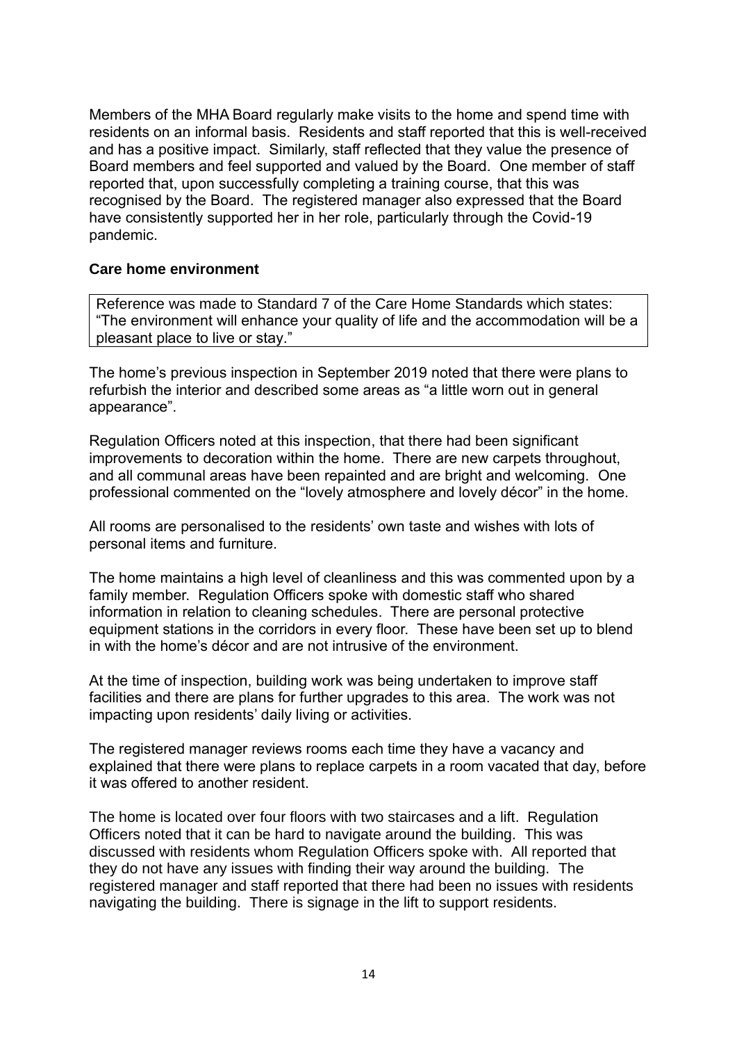Members of the MHA Board regularly make visits to the home and spend time with residents on an informal basis. Residents and staff reported that this is well-received and has a positive impact. Similarly, staff reflected that they value the presence of Board members and feel supported and valued by the Board. One member of staff reported that, upon successfully completing a training course, that this was recognised by the Board. The registered manager also expressed that the Board have consistently supported her in her role, particularly through the Covid-19 pandemic.

**Care home environment**

Reference was made to Standard 7 of the Care Home Standards which states: "The environment will enhance your quality of life and the accommodation will be a pleasant place to live or stay."

The home's previous inspection in September 2019 noted that there were plans to refurbish the interior and described some areas as "a little worn out in general appearance".

Regulation Officers noted at this inspection, that there had been significant improvements to decoration within the home. There are new carpets throughout, and all communal areas have been repainted and are bright and welcoming. One professional commented on the "lovely atmosphere and lovely décor" in the home.

All rooms are personalised to the residents' own taste and wishes with lots of personal items and furniture.

The home maintains a high level of cleanliness and this was commented upon by a family member. Regulation Officers spoke with domestic staff who shared information in relation to cleaning schedules. There are personal protective equipment stations in the corridors in every floor. These have been set up to blend in with the home's décor and are not intrusive of the environment.

At the time of inspection, building work was being undertaken to improve staff facilities and there are plans for further upgrades to this area. The work was not impacting upon residents' daily living or activities.

The registered manager reviews rooms each time they have a vacancy and explained that there were plans to replace carpets in a room vacated that day, before it was offered to another resident.

The home is located over four floors with two staircases and a lift. Regulation Officers noted that it can be hard to navigate around the building. This was discussed with residents whom Regulation Officers spoke with. All reported that they do not have any issues with finding their way around the building. The registered manager and staff reported that there had been no issues with residents navigating the building. There is signage in the lift to support residents.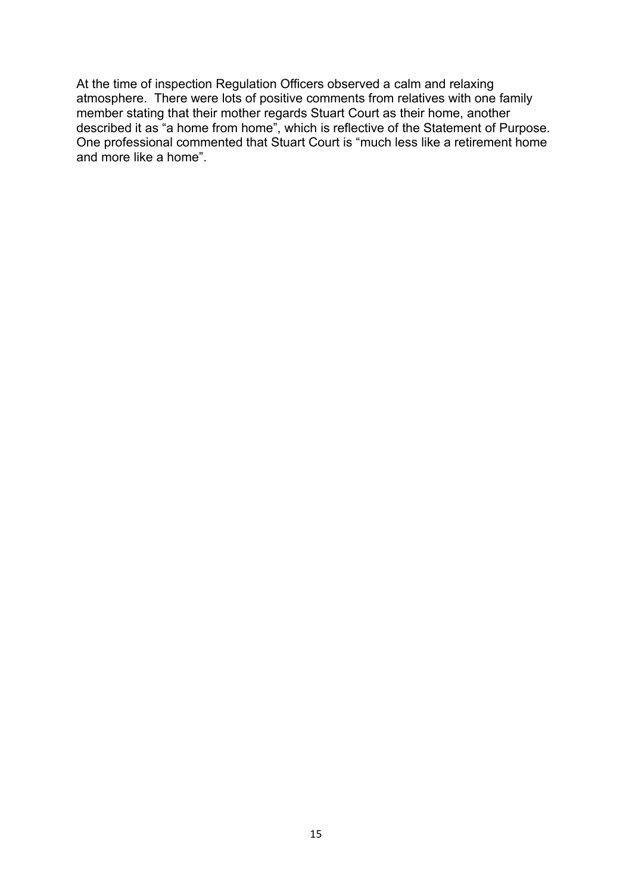At the time of inspection Regulation Officers observed a calm and relaxing atmosphere. There were lots of positive comments from relatives with one family member stating that their mother regards Stuart Court as their home, another described it as "a home from home", which is reflective of the Statement of Purpose. One professional commented that Stuart Court is "much less like a retirement home and more like a home".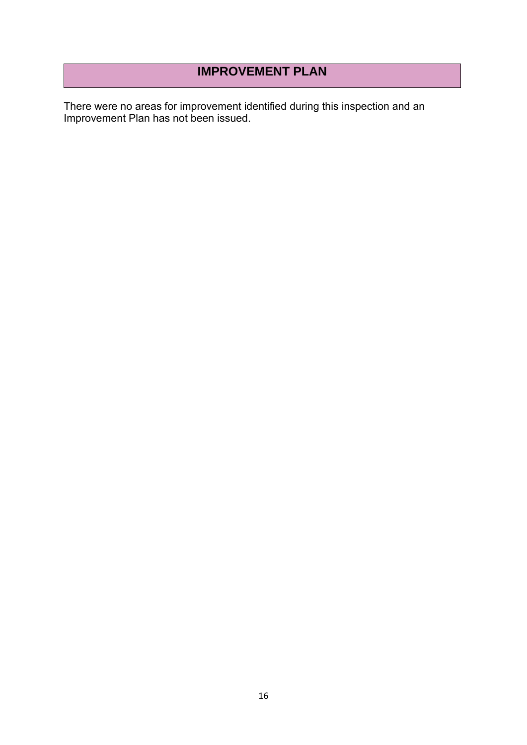## IMPROVEMENT PLAN

There were no areas for improvement identified during this inspection and an Improvement Plan has not been issued.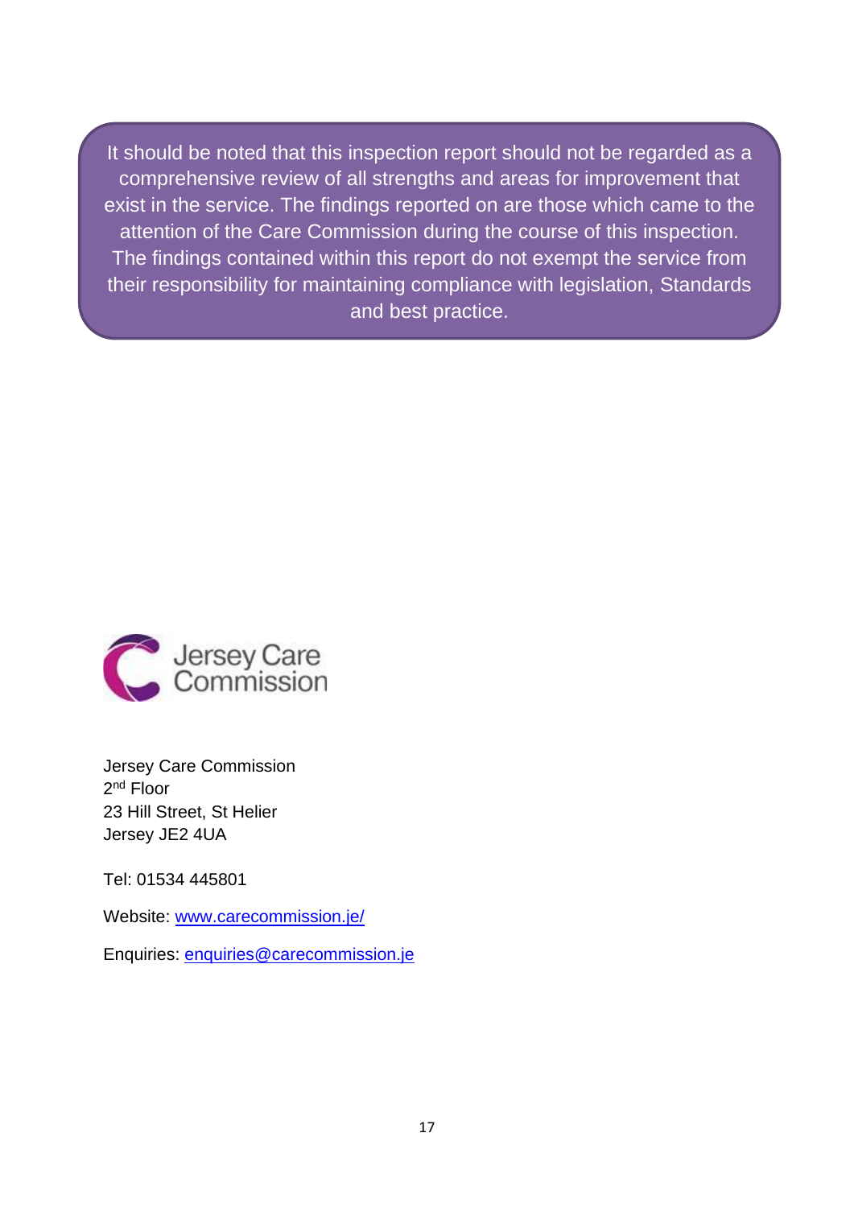It should be noted that this inspection report should not be regarded as a comprehensive review of all strengths and areas for improvement that exist in the service. The findings reported on are those which came to the attention of the Care Commission during the course of this inspection. The findings contained within this report do not exempt the service from their responsibility for maintaining compliance with legislation, Standards and best practice.

Jersey Care Commission

Jersey Care Commission
2nd Floor
23 Hill Street, St Helier
Jersey JE2 4UA

Tel: 01534 445801

Website: [www.carecommission.je/](http://www.carecommission.je/)

Enquiries: [enquiries@carecommission.je](mailto:enquiries@carecommission.je)